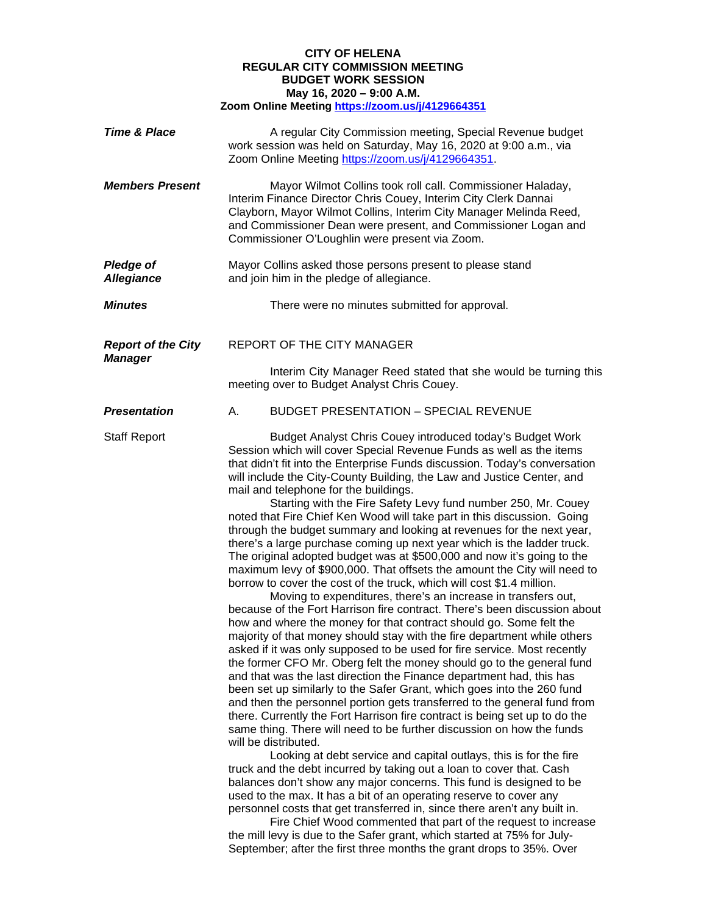**CITY OF HELENA**
**REGULAR CITY COMMISSION MEETING**
**BUDGET WORK SESSION**
**May 16, 2020 – 9:00 A.M.**
**Zoom Online Meeting https://zoom.us/j/4129664351**

***Time & Place***

A regular City Commission meeting, Special Revenue budget work session was held on Saturday, May 16, 2020 at 9:00 a.m., via Zoom Online Meeting https://zoom.us/j/4129664351.

***Members Present***

Mayor Wilmot Collins took roll call. Commissioner Haladay, Interim Finance Director Chris Couey, Interim City Clerk Dannai Clayborn, Mayor Wilmot Collins, Interim City Manager Melinda Reed, and Commissioner Dean were present, and Commissioner Logan and Commissioner O'Loughlin were present via Zoom.

***Pledge of Allegiance***

Mayor Collins asked those persons present to please stand and join him in the pledge of allegiance.

***Minutes***

There were no minutes submitted for approval.

***Report of the City Manager***

REPORT OF THE CITY MANAGER

Interim City Manager Reed stated that she would be turning this meeting over to Budget Analyst Chris Couey.

***Presentation***

A. BUDGET PRESENTATION – SPECIAL REVENUE

Staff Report

Budget Analyst Chris Couey introduced today's Budget Work Session which will cover Special Revenue Funds as well as the items that didn't fit into the Enterprise Funds discussion. Today's conversation will include the City-County Building, the Law and Justice Center, and mail and telephone for the buildings.

Starting with the Fire Safety Levy fund number 250, Mr. Couey noted that Fire Chief Ken Wood will take part in this discussion. Going through the budget summary and looking at revenues for the next year, there's a large purchase coming up next year which is the ladder truck. The original adopted budget was at $500,000 and now it's going to the maximum levy of $900,000. That offsets the amount the City will need to borrow to cover the cost of the truck, which will cost $1.4 million.

Moving to expenditures, there's an increase in transfers out, because of the Fort Harrison fire contract. There's been discussion about how and where the money for that contract should go. Some felt the majority of that money should stay with the fire department while others asked if it was only supposed to be used for fire service. Most recently the former CFO Mr. Oberg felt the money should go to the general fund and that was the last direction the Finance department had, this has been set up similarly to the Safer Grant, which goes into the 260 fund and then the personnel portion gets transferred to the general fund from there. Currently the Fort Harrison fire contract is being set up to do the same thing. There will need to be further discussion on how the funds will be distributed.

Looking at debt service and capital outlays, this is for the fire truck and the debt incurred by taking out a loan to cover that. Cash balances don't show any major concerns. This fund is designed to be used to the max. It has a bit of an operating reserve to cover any personnel costs that get transferred in, since there aren't any built in.

Fire Chief Wood commented that part of the request to increase the mill levy is due to the Safer grant, which started at 75% for July-September; after the first three months the grant drops to 35%. Over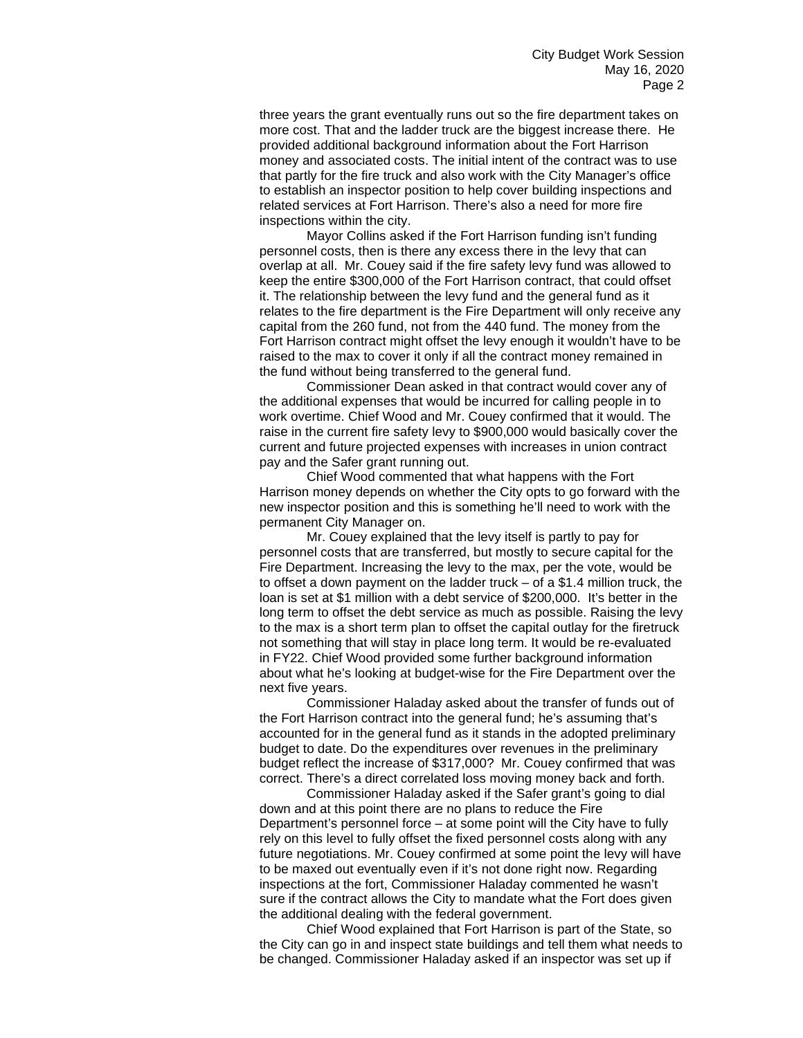three years the grant eventually runs out so the fire department takes on more cost. That and the ladder truck are the biggest increase there. He provided additional background information about the Fort Harrison money and associated costs. The initial intent of the contract was to use that partly for the fire truck and also work with the City Manager's office to establish an inspector position to help cover building inspections and related services at Fort Harrison. There's also a need for more fire inspections within the city.

Mayor Collins asked if the Fort Harrison funding isn't funding personnel costs, then is there any excess there in the levy that can overlap at all. Mr. Couey said if the fire safety levy fund was allowed to keep the entire $300,000 of the Fort Harrison contract, that could offset it. The relationship between the levy fund and the general fund as it relates to the fire department is the Fire Department will only receive any capital from the 260 fund, not from the 440 fund. The money from the Fort Harrison contract might offset the levy enough it wouldn't have to be raised to the max to cover it only if all the contract money remained in the fund without being transferred to the general fund.

Commissioner Dean asked in that contract would cover any of the additional expenses that would be incurred for calling people in to work overtime. Chief Wood and Mr. Couey confirmed that it would. The raise in the current fire safety levy to $900,000 would basically cover the current and future projected expenses with increases in union contract pay and the Safer grant running out.

Chief Wood commented that what happens with the Fort Harrison money depends on whether the City opts to go forward with the new inspector position and this is something he'll need to work with the permanent City Manager on.

Mr. Couey explained that the levy itself is partly to pay for personnel costs that are transferred, but mostly to secure capital for the Fire Department. Increasing the levy to the max, per the vote, would be to offset a down payment on the ladder truck – of a $1.4 million truck, the loan is set at $1 million with a debt service of $200,000. It's better in the long term to offset the debt service as much as possible. Raising the levy to the max is a short term plan to offset the capital outlay for the firetruck not something that will stay in place long term. It would be re-evaluated in FY22. Chief Wood provided some further background information about what he's looking at budget-wise for the Fire Department over the next five years.

Commissioner Haladay asked about the transfer of funds out of the Fort Harrison contract into the general fund; he's assuming that's accounted for in the general fund as it stands in the adopted preliminary budget to date. Do the expenditures over revenues in the preliminary budget reflect the increase of $317,000? Mr. Couey confirmed that was correct. There's a direct correlated loss moving money back and forth.

Commissioner Haladay asked if the Safer grant's going to dial down and at this point there are no plans to reduce the Fire Department's personnel force – at some point will the City have to fully rely on this level to fully offset the fixed personnel costs along with any future negotiations. Mr. Couey confirmed at some point the levy will have to be maxed out eventually even if it's not done right now. Regarding inspections at the fort, Commissioner Haladay commented he wasn't sure if the contract allows the City to mandate what the Fort does given the additional dealing with the federal government.

Chief Wood explained that Fort Harrison is part of the State, so the City can go in and inspect state buildings and tell them what needs to be changed. Commissioner Haladay asked if an inspector was set up if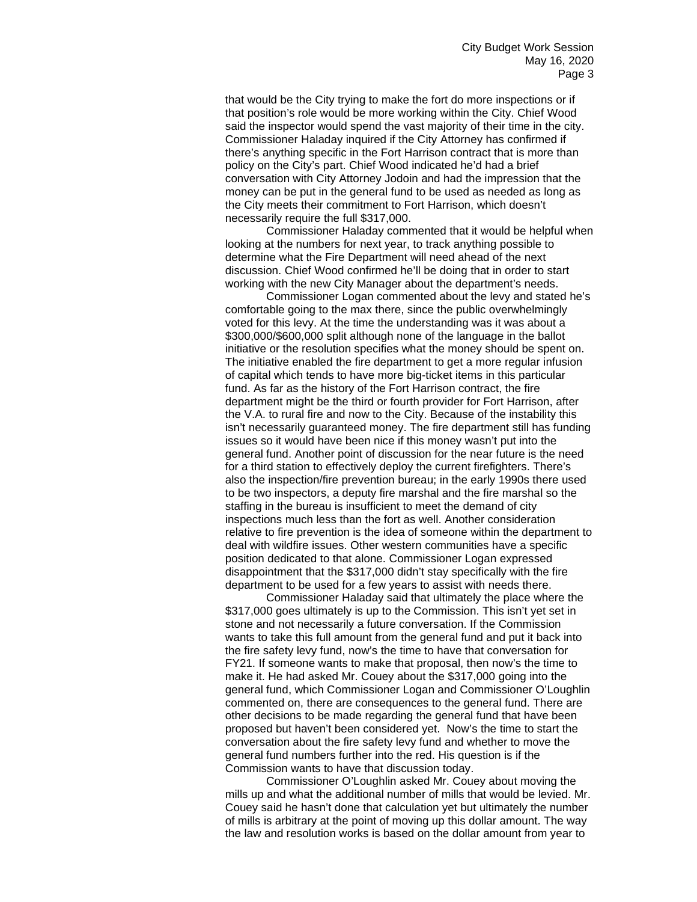that would be the City trying to make the fort do more inspections or if that position's role would be more working within the City. Chief Wood said the inspector would spend the vast majority of their time in the city. Commissioner Haladay inquired if the City Attorney has confirmed if there's anything specific in the Fort Harrison contract that is more than policy on the City's part. Chief Wood indicated he'd had a brief conversation with City Attorney Jodoin and had the impression that the money can be put in the general fund to be used as needed as long as the City meets their commitment to Fort Harrison, which doesn't necessarily require the full $317,000.

Commissioner Haladay commented that it would be helpful when looking at the numbers for next year, to track anything possible to determine what the Fire Department will need ahead of the next discussion. Chief Wood confirmed he'll be doing that in order to start working with the new City Manager about the department's needs.

Commissioner Logan commented about the levy and stated he's comfortable going to the max there, since the public overwhelmingly voted for this levy. At the time the understanding was it was about a $300,000/$600,000 split although none of the language in the ballot initiative or the resolution specifies what the money should be spent on. The initiative enabled the fire department to get a more regular infusion of capital which tends to have more big-ticket items in this particular fund. As far as the history of the Fort Harrison contract, the fire department might be the third or fourth provider for Fort Harrison, after the V.A. to rural fire and now to the City. Because of the instability this isn't necessarily guaranteed money. The fire department still has funding issues so it would have been nice if this money wasn't put into the general fund. Another point of discussion for the near future is the need for a third station to effectively deploy the current firefighters. There's also the inspection/fire prevention bureau; in the early 1990s there used to be two inspectors, a deputy fire marshal and the fire marshal so the staffing in the bureau is insufficient to meet the demand of city inspections much less than the fort as well. Another consideration relative to fire prevention is the idea of someone within the department to deal with wildfire issues. Other western communities have a specific position dedicated to that alone. Commissioner Logan expressed disappointment that the $317,000 didn't stay specifically with the fire department to be used for a few years to assist with needs there.

Commissioner Haladay said that ultimately the place where the $317,000 goes ultimately is up to the Commission. This isn't yet set in stone and not necessarily a future conversation. If the Commission wants to take this full amount from the general fund and put it back into the fire safety levy fund, now's the time to have that conversation for FY21. If someone wants to make that proposal, then now's the time to make it. He had asked Mr. Couey about the $317,000 going into the general fund, which Commissioner Logan and Commissioner O'Loughlin commented on, there are consequences to the general fund. There are other decisions to be made regarding the general fund that have been proposed but haven't been considered yet. Now's the time to start the conversation about the fire safety levy fund and whether to move the general fund numbers further into the red. His question is if the Commission wants to have that discussion today.

Commissioner O'Loughlin asked Mr. Couey about moving the mills up and what the additional number of mills that would be levied. Mr. Couey said he hasn't done that calculation yet but ultimately the number of mills is arbitrary at the point of moving up this dollar amount. The way the law and resolution works is based on the dollar amount from year to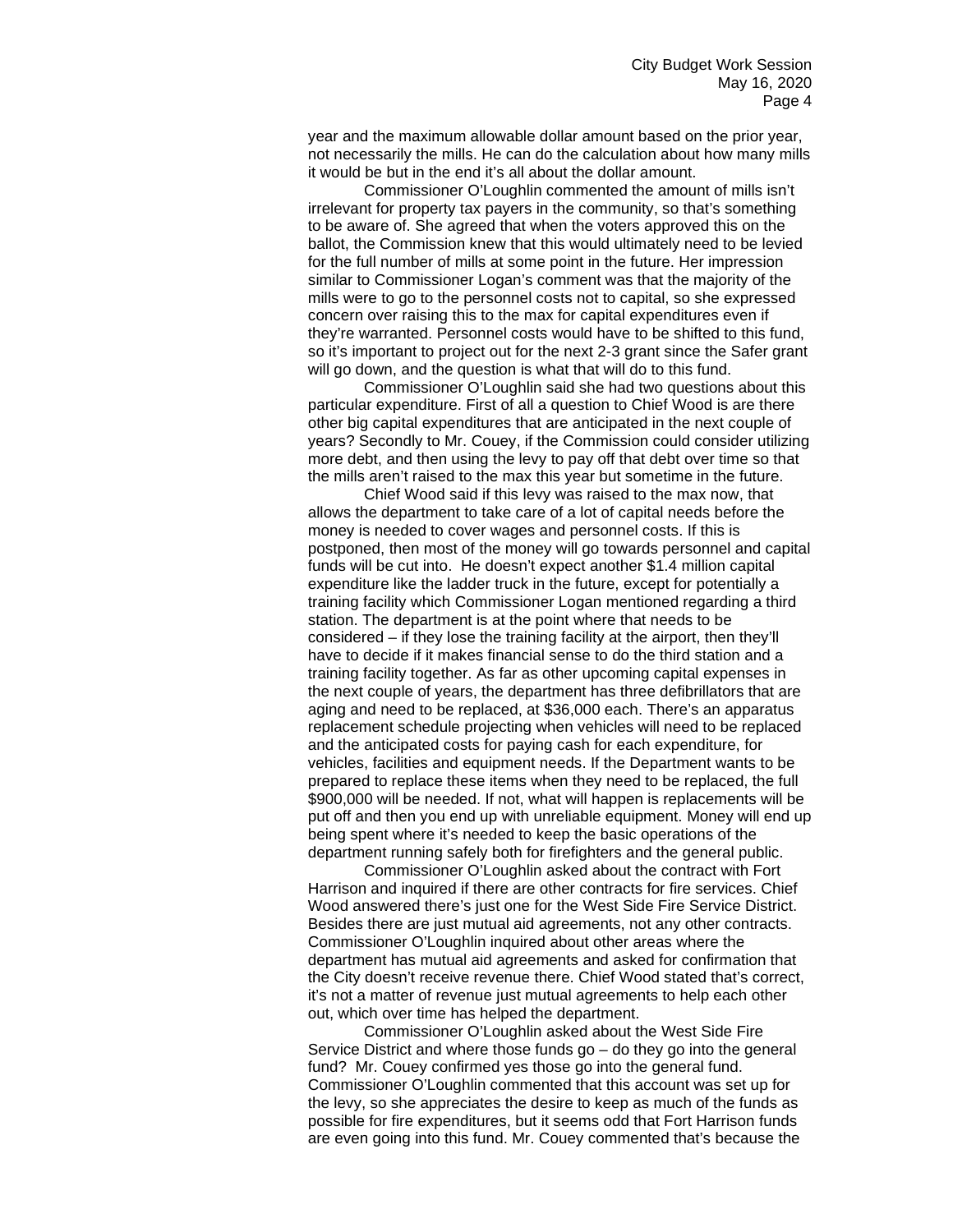year and the maximum allowable dollar amount based on the prior year, not necessarily the mills. He can do the calculation about how many mills it would be but in the end it's all about the dollar amount.

Commissioner O'Loughlin commented the amount of mills isn't irrelevant for property tax payers in the community, so that's something to be aware of. She agreed that when the voters approved this on the ballot, the Commission knew that this would ultimately need to be levied for the full number of mills at some point in the future. Her impression similar to Commissioner Logan's comment was that the majority of the mills were to go to the personnel costs not to capital, so she expressed concern over raising this to the max for capital expenditures even if they're warranted. Personnel costs would have to be shifted to this fund, so it's important to project out for the next 2-3 grant since the Safer grant will go down, and the question is what that will do to this fund.

Commissioner O'Loughlin said she had two questions about this particular expenditure. First of all a question to Chief Wood is are there other big capital expenditures that are anticipated in the next couple of years? Secondly to Mr. Couey, if the Commission could consider utilizing more debt, and then using the levy to pay off that debt over time so that the mills aren't raised to the max this year but sometime in the future.

Chief Wood said if this levy was raised to the max now, that allows the department to take care of a lot of capital needs before the money is needed to cover wages and personnel costs. If this is postponed, then most of the money will go towards personnel and capital funds will be cut into. He doesn't expect another $1.4 million capital expenditure like the ladder truck in the future, except for potentially a training facility which Commissioner Logan mentioned regarding a third station. The department is at the point where that needs to be considered – if they lose the training facility at the airport, then they'll have to decide if it makes financial sense to do the third station and a training facility together. As far as other upcoming capital expenses in the next couple of years, the department has three defibrillators that are aging and need to be replaced, at $36,000 each. There's an apparatus replacement schedule projecting when vehicles will need to be replaced and the anticipated costs for paying cash for each expenditure, for vehicles, facilities and equipment needs. If the Department wants to be prepared to replace these items when they need to be replaced, the full $900,000 will be needed. If not, what will happen is replacements will be put off and then you end up with unreliable equipment. Money will end up being spent where it's needed to keep the basic operations of the department running safely both for firefighters and the general public.

Commissioner O'Loughlin asked about the contract with Fort Harrison and inquired if there are other contracts for fire services. Chief Wood answered there's just one for the West Side Fire Service District. Besides there are just mutual aid agreements, not any other contracts. Commissioner O'Loughlin inquired about other areas where the department has mutual aid agreements and asked for confirmation that the City doesn't receive revenue there. Chief Wood stated that's correct, it's not a matter of revenue just mutual agreements to help each other out, which over time has helped the department.

Commissioner O'Loughlin asked about the West Side Fire Service District and where those funds go – do they go into the general fund? Mr. Couey confirmed yes those go into the general fund. Commissioner O'Loughlin commented that this account was set up for the levy, so she appreciates the desire to keep as much of the funds as possible for fire expenditures, but it seems odd that Fort Harrison funds are even going into this fund. Mr. Couey commented that's because the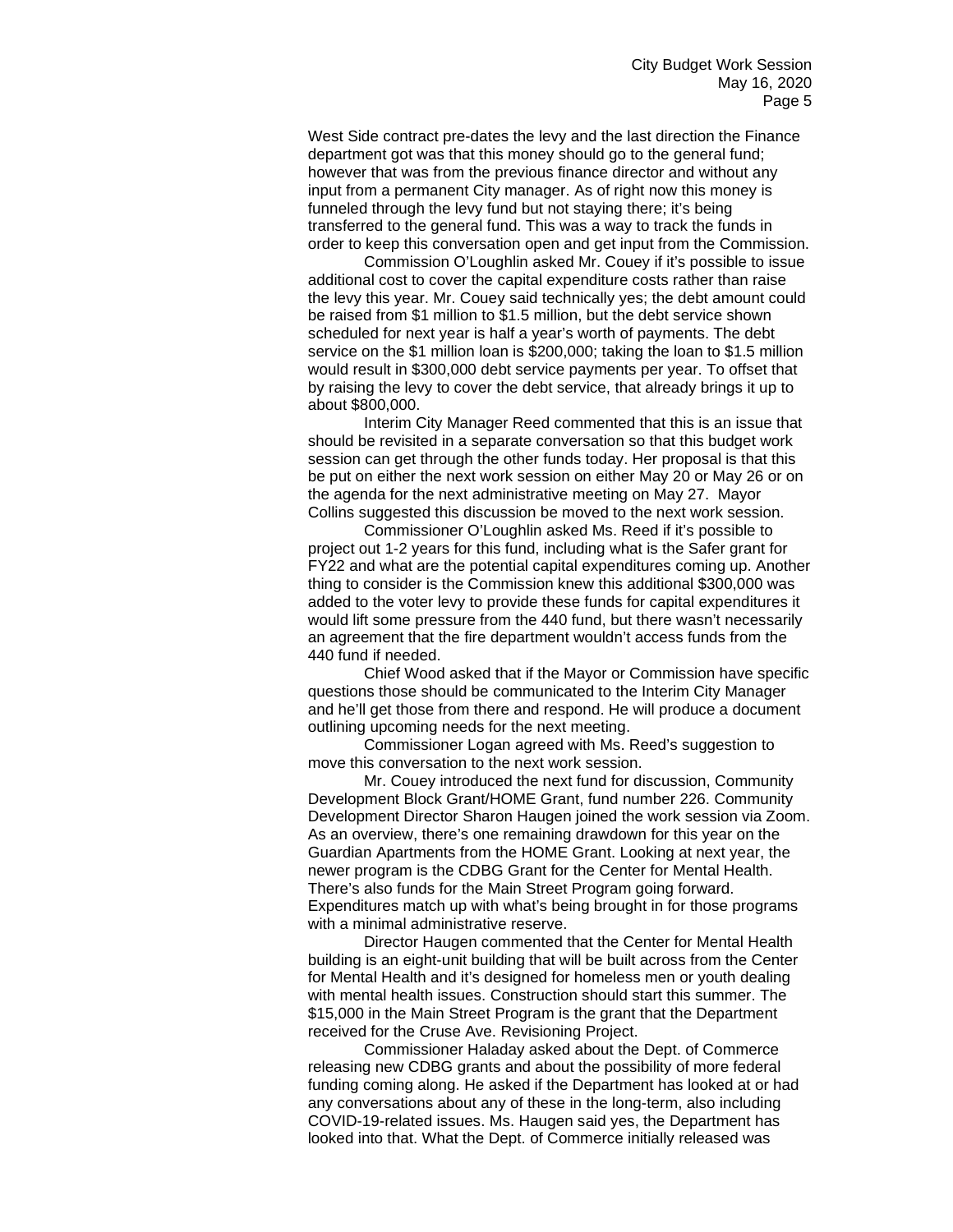West Side contract pre-dates the levy and the last direction the Finance department got was that this money should go to the general fund; however that was from the previous finance director and without any input from a permanent City manager. As of right now this money is funneled through the levy fund but not staying there; it's being transferred to the general fund. This was a way to track the funds in order to keep this conversation open and get input from the Commission.

Commission O'Loughlin asked Mr. Couey if it's possible to issue additional cost to cover the capital expenditure costs rather than raise the levy this year. Mr. Couey said technically yes; the debt amount could be raised from $1 million to $1.5 million, but the debt service shown scheduled for next year is half a year's worth of payments. The debt service on the $1 million loan is $200,000; taking the loan to $1.5 million would result in $300,000 debt service payments per year. To offset that by raising the levy to cover the debt service, that already brings it up to about $800,000.

Interim City Manager Reed commented that this is an issue that should be revisited in a separate conversation so that this budget work session can get through the other funds today. Her proposal is that this be put on either the next work session on either May 20 or May 26 or on the agenda for the next administrative meeting on May 27. Mayor Collins suggested this discussion be moved to the next work session.

Commissioner O'Loughlin asked Ms. Reed if it's possible to project out 1-2 years for this fund, including what is the Safer grant for FY22 and what are the potential capital expenditures coming up. Another thing to consider is the Commission knew this additional $300,000 was added to the voter levy to provide these funds for capital expenditures it would lift some pressure from the 440 fund, but there wasn't necessarily an agreement that the fire department wouldn't access funds from the 440 fund if needed.

Chief Wood asked that if the Mayor or Commission have specific questions those should be communicated to the Interim City Manager and he'll get those from there and respond. He will produce a document outlining upcoming needs for the next meeting.

Commissioner Logan agreed with Ms. Reed's suggestion to move this conversation to the next work session.

Mr. Couey introduced the next fund for discussion, Community Development Block Grant/HOME Grant, fund number 226. Community Development Director Sharon Haugen joined the work session via Zoom. As an overview, there's one remaining drawdown for this year on the Guardian Apartments from the HOME Grant. Looking at next year, the newer program is the CDBG Grant for the Center for Mental Health. There's also funds for the Main Street Program going forward. Expenditures match up with what's being brought in for those programs with a minimal administrative reserve.

Director Haugen commented that the Center for Mental Health building is an eight-unit building that will be built across from the Center for Mental Health and it's designed for homeless men or youth dealing with mental health issues. Construction should start this summer. The $15,000 in the Main Street Program is the grant that the Department received for the Cruse Ave. Revisioning Project.

Commissioner Haladay asked about the Dept. of Commerce releasing new CDBG grants and about the possibility of more federal funding coming along. He asked if the Department has looked at or had any conversations about any of these in the long-term, also including COVID-19-related issues. Ms. Haugen said yes, the Department has looked into that. What the Dept. of Commerce initially released was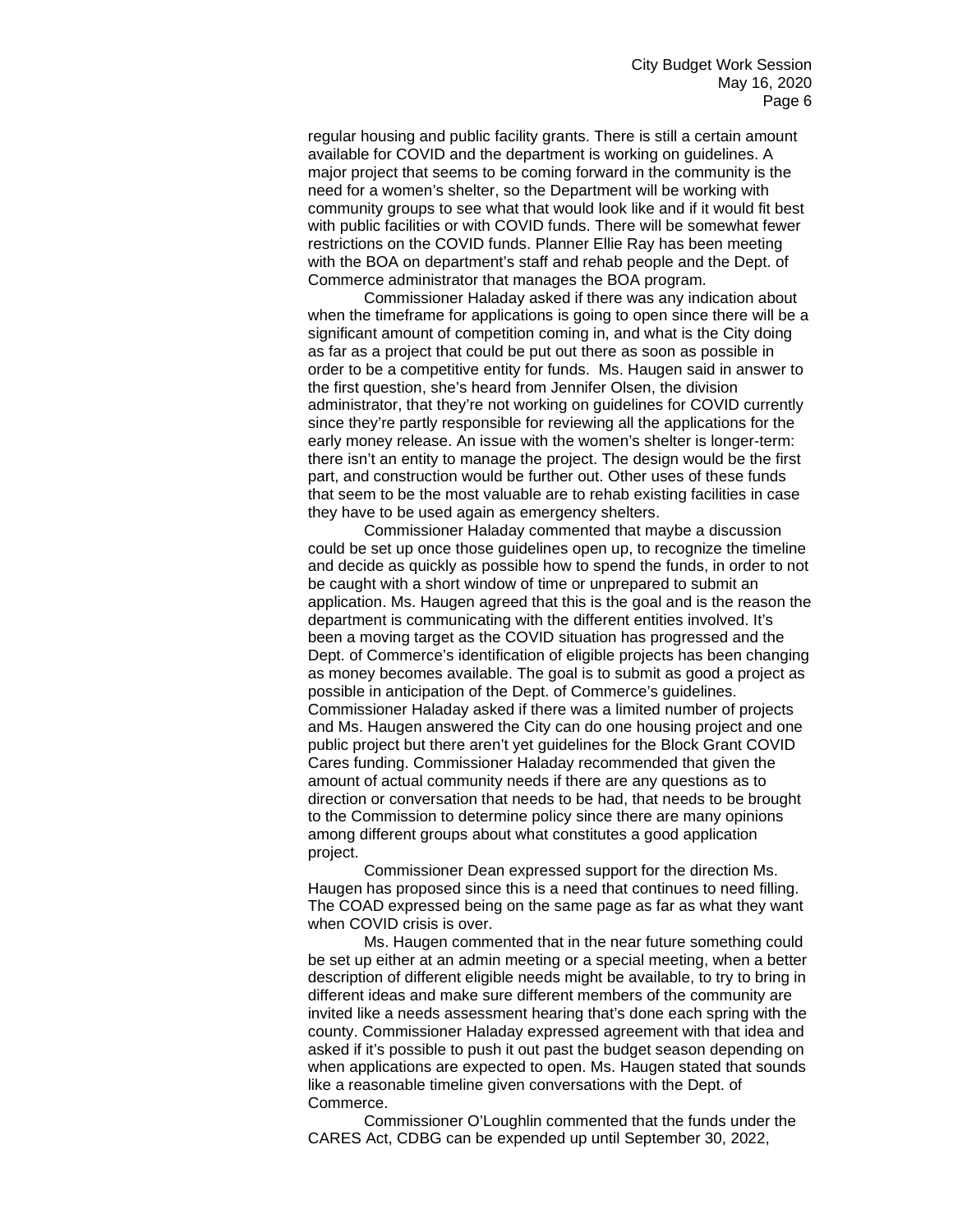regular housing and public facility grants. There is still a certain amount available for COVID and the department is working on guidelines. A major project that seems to be coming forward in the community is the need for a women's shelter, so the Department will be working with community groups to see what that would look like and if it would fit best with public facilities or with COVID funds. There will be somewhat fewer restrictions on the COVID funds. Planner Ellie Ray has been meeting with the BOA on department's staff and rehab people and the Dept. of Commerce administrator that manages the BOA program.

Commissioner Haladay asked if there was any indication about when the timeframe for applications is going to open since there will be a significant amount of competition coming in, and what is the City doing as far as a project that could be put out there as soon as possible in order to be a competitive entity for funds. Ms. Haugen said in answer to the first question, she's heard from Jennifer Olsen, the division administrator, that they're not working on guidelines for COVID currently since they're partly responsible for reviewing all the applications for the early money release. An issue with the women's shelter is longer-term: there isn't an entity to manage the project. The design would be the first part, and construction would be further out. Other uses of these funds that seem to be the most valuable are to rehab existing facilities in case they have to be used again as emergency shelters.

Commissioner Haladay commented that maybe a discussion could be set up once those guidelines open up, to recognize the timeline and decide as quickly as possible how to spend the funds, in order to not be caught with a short window of time or unprepared to submit an application. Ms. Haugen agreed that this is the goal and is the reason the department is communicating with the different entities involved. It's been a moving target as the COVID situation has progressed and the Dept. of Commerce's identification of eligible projects has been changing as money becomes available. The goal is to submit as good a project as possible in anticipation of the Dept. of Commerce's guidelines. Commissioner Haladay asked if there was a limited number of projects and Ms. Haugen answered the City can do one housing project and one public project but there aren't yet guidelines for the Block Grant COVID Cares funding. Commissioner Haladay recommended that given the amount of actual community needs if there are any questions as to direction or conversation that needs to be had, that needs to be brought to the Commission to determine policy since there are many opinions among different groups about what constitutes a good application project.

Commissioner Dean expressed support for the direction Ms. Haugen has proposed since this is a need that continues to need filling. The COAD expressed being on the same page as far as what they want when COVID crisis is over.

Ms. Haugen commented that in the near future something could be set up either at an admin meeting or a special meeting, when a better description of different eligible needs might be available, to try to bring in different ideas and make sure different members of the community are invited like a needs assessment hearing that's done each spring with the county. Commissioner Haladay expressed agreement with that idea and asked if it's possible to push it out past the budget season depending on when applications are expected to open. Ms. Haugen stated that sounds like a reasonable timeline given conversations with the Dept. of Commerce.

Commissioner O'Loughlin commented that the funds under the CARES Act, CDBG can be expended up until September 30, 2022,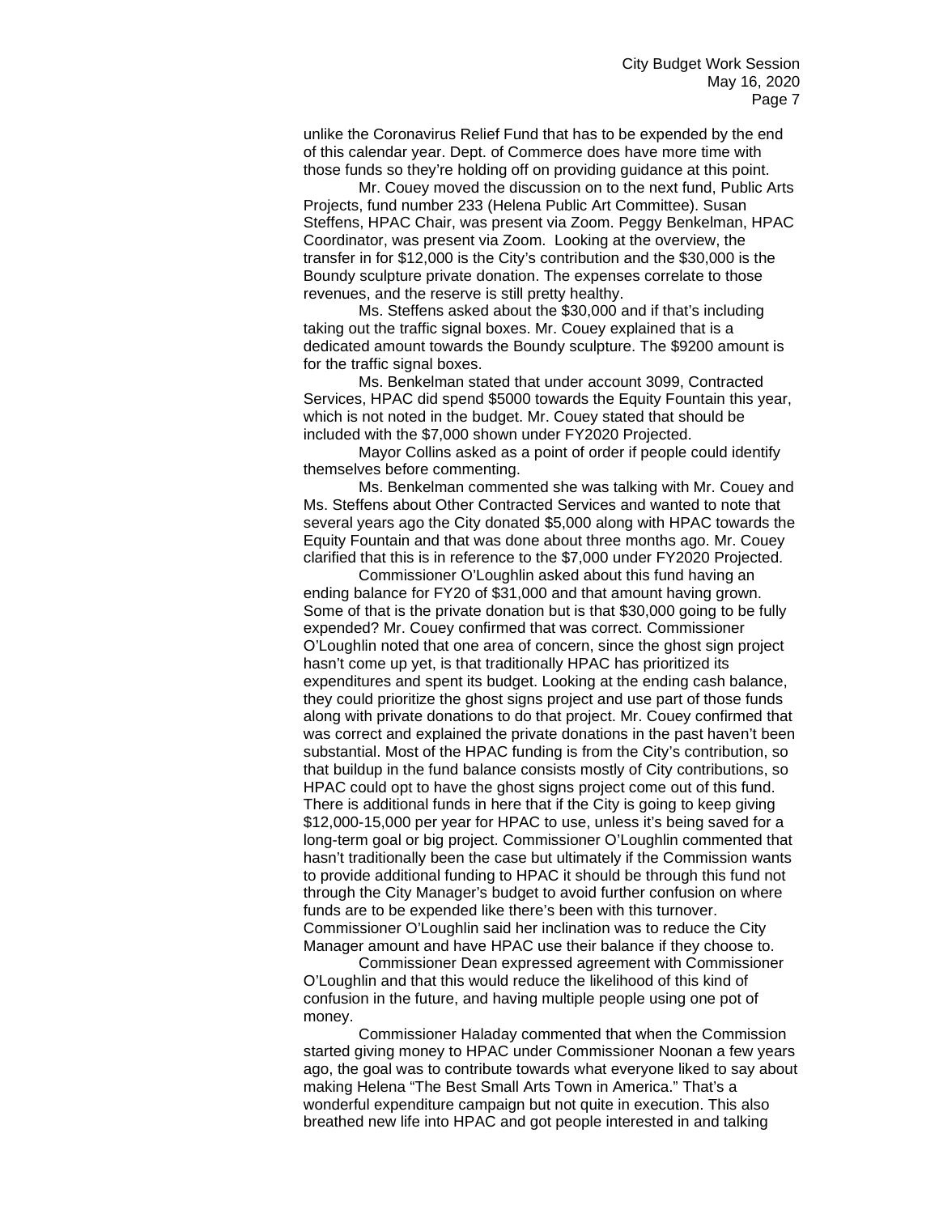unlike the Coronavirus Relief Fund that has to be expended by the end of this calendar year. Dept. of Commerce does have more time with those funds so they're holding off on providing guidance at this point.

Mr. Couey moved the discussion on to the next fund, Public Arts Projects, fund number 233 (Helena Public Art Committee). Susan Steffens, HPAC Chair, was present via Zoom. Peggy Benkelman, HPAC Coordinator, was present via Zoom. Looking at the overview, the transfer in for $12,000 is the City's contribution and the $30,000 is the Boundy sculpture private donation. The expenses correlate to those revenues, and the reserve is still pretty healthy.

Ms. Steffens asked about the $30,000 and if that's including taking out the traffic signal boxes. Mr. Couey explained that is a dedicated amount towards the Boundy sculpture. The $9200 amount is for the traffic signal boxes.

Ms. Benkelman stated that under account 3099, Contracted Services, HPAC did spend $5000 towards the Equity Fountain this year, which is not noted in the budget. Mr. Couey stated that should be included with the $7,000 shown under FY2020 Projected.

Mayor Collins asked as a point of order if people could identify themselves before commenting.

Ms. Benkelman commented she was talking with Mr. Couey and Ms. Steffens about Other Contracted Services and wanted to note that several years ago the City donated $5,000 along with HPAC towards the Equity Fountain and that was done about three months ago. Mr. Couey clarified that this is in reference to the $7,000 under FY2020 Projected.

Commissioner O'Loughlin asked about this fund having an ending balance for FY20 of $31,000 and that amount having grown. Some of that is the private donation but is that $30,000 going to be fully expended? Mr. Couey confirmed that was correct. Commissioner O'Loughlin noted that one area of concern, since the ghost sign project hasn't come up yet, is that traditionally HPAC has prioritized its expenditures and spent its budget. Looking at the ending cash balance, they could prioritize the ghost signs project and use part of those funds along with private donations to do that project. Mr. Couey confirmed that was correct and explained the private donations in the past haven't been substantial. Most of the HPAC funding is from the City's contribution, so that buildup in the fund balance consists mostly of City contributions, so HPAC could opt to have the ghost signs project come out of this fund. There is additional funds in here that if the City is going to keep giving $12,000-15,000 per year for HPAC to use, unless it's being saved for a long-term goal or big project. Commissioner O'Loughlin commented that hasn't traditionally been the case but ultimately if the Commission wants to provide additional funding to HPAC it should be through this fund not through the City Manager's budget to avoid further confusion on where funds are to be expended like there's been with this turnover. Commissioner O'Loughlin said her inclination was to reduce the City Manager amount and have HPAC use their balance if they choose to.

Commissioner Dean expressed agreement with Commissioner O'Loughlin and that this would reduce the likelihood of this kind of confusion in the future, and having multiple people using one pot of money.

Commissioner Haladay commented that when the Commission started giving money to HPAC under Commissioner Noonan a few years ago, the goal was to contribute towards what everyone liked to say about making Helena "The Best Small Arts Town in America." That's a wonderful expenditure campaign but not quite in execution. This also breathed new life into HPAC and got people interested in and talking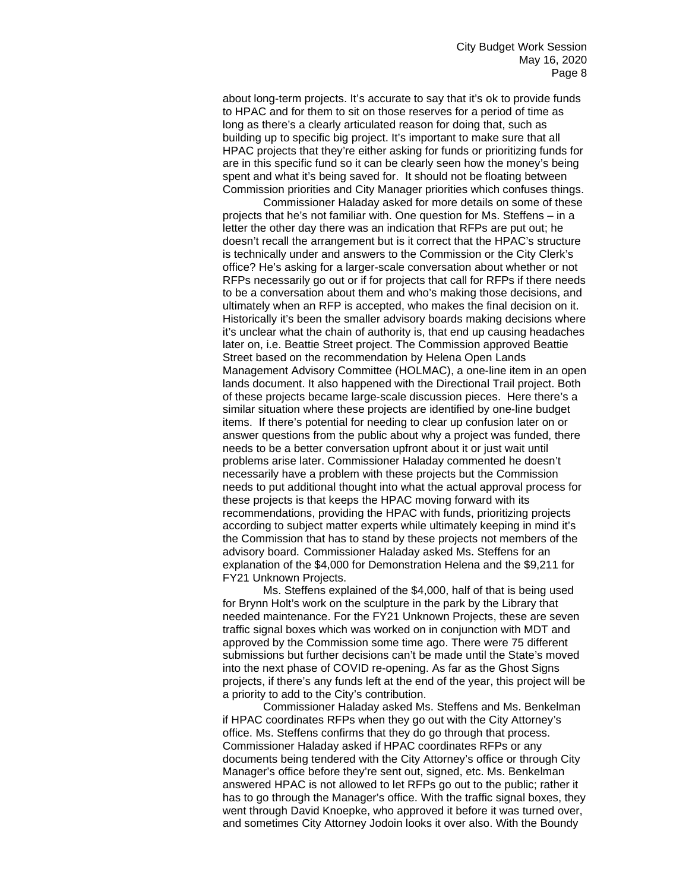about long-term projects. It's accurate to say that it's ok to provide funds to HPAC and for them to sit on those reserves for a period of time as long as there's a clearly articulated reason for doing that, such as building up to specific big project. It's important to make sure that all HPAC projects that they're either asking for funds or prioritizing funds for are in this specific fund so it can be clearly seen how the money's being spent and what it's being saved for. It should not be floating between Commission priorities and City Manager priorities which confuses things.

Commissioner Haladay asked for more details on some of these projects that he's not familiar with. One question for Ms. Steffens – in a letter the other day there was an indication that RFPs are put out; he doesn't recall the arrangement but is it correct that the HPAC's structure is technically under and answers to the Commission or the City Clerk's office? He's asking for a larger-scale conversation about whether or not RFPs necessarily go out or if for projects that call for RFPs if there needs to be a conversation about them and who's making those decisions, and ultimately when an RFP is accepted, who makes the final decision on it. Historically it's been the smaller advisory boards making decisions where it's unclear what the chain of authority is, that end up causing headaches later on, i.e. Beattie Street project. The Commission approved Beattie Street based on the recommendation by Helena Open Lands Management Advisory Committee (HOLMAC), a one-line item in an open lands document. It also happened with the Directional Trail project. Both of these projects became large-scale discussion pieces. Here there's a similar situation where these projects are identified by one-line budget items. If there's potential for needing to clear up confusion later on or answer questions from the public about why a project was funded, there needs to be a better conversation upfront about it or just wait until problems arise later. Commissioner Haladay commented he doesn't necessarily have a problem with these projects but the Commission needs to put additional thought into what the actual approval process for these projects is that keeps the HPAC moving forward with its recommendations, providing the HPAC with funds, prioritizing projects according to subject matter experts while ultimately keeping in mind it's the Commission that has to stand by these projects not members of the advisory board. Commissioner Haladay asked Ms. Steffens for an explanation of the $4,000 for Demonstration Helena and the $9,211 for FY21 Unknown Projects.

Ms. Steffens explained of the $4,000, half of that is being used for Brynn Holt's work on the sculpture in the park by the Library that needed maintenance. For the FY21 Unknown Projects, these are seven traffic signal boxes which was worked on in conjunction with MDT and approved by the Commission some time ago. There were 75 different submissions but further decisions can't be made until the State's moved into the next phase of COVID re-opening. As far as the Ghost Signs projects, if there's any funds left at the end of the year, this project will be a priority to add to the City's contribution.

Commissioner Haladay asked Ms. Steffens and Ms. Benkelman if HPAC coordinates RFPs when they go out with the City Attorney's office. Ms. Steffens confirms that they do go through that process. Commissioner Haladay asked if HPAC coordinates RFPs or any documents being tendered with the City Attorney's office or through City Manager's office before they're sent out, signed, etc. Ms. Benkelman answered HPAC is not allowed to let RFPs go out to the public; rather it has to go through the Manager's office. With the traffic signal boxes, they went through David Knoepke, who approved it before it was turned over, and sometimes City Attorney Jodoin looks it over also. With the Boundy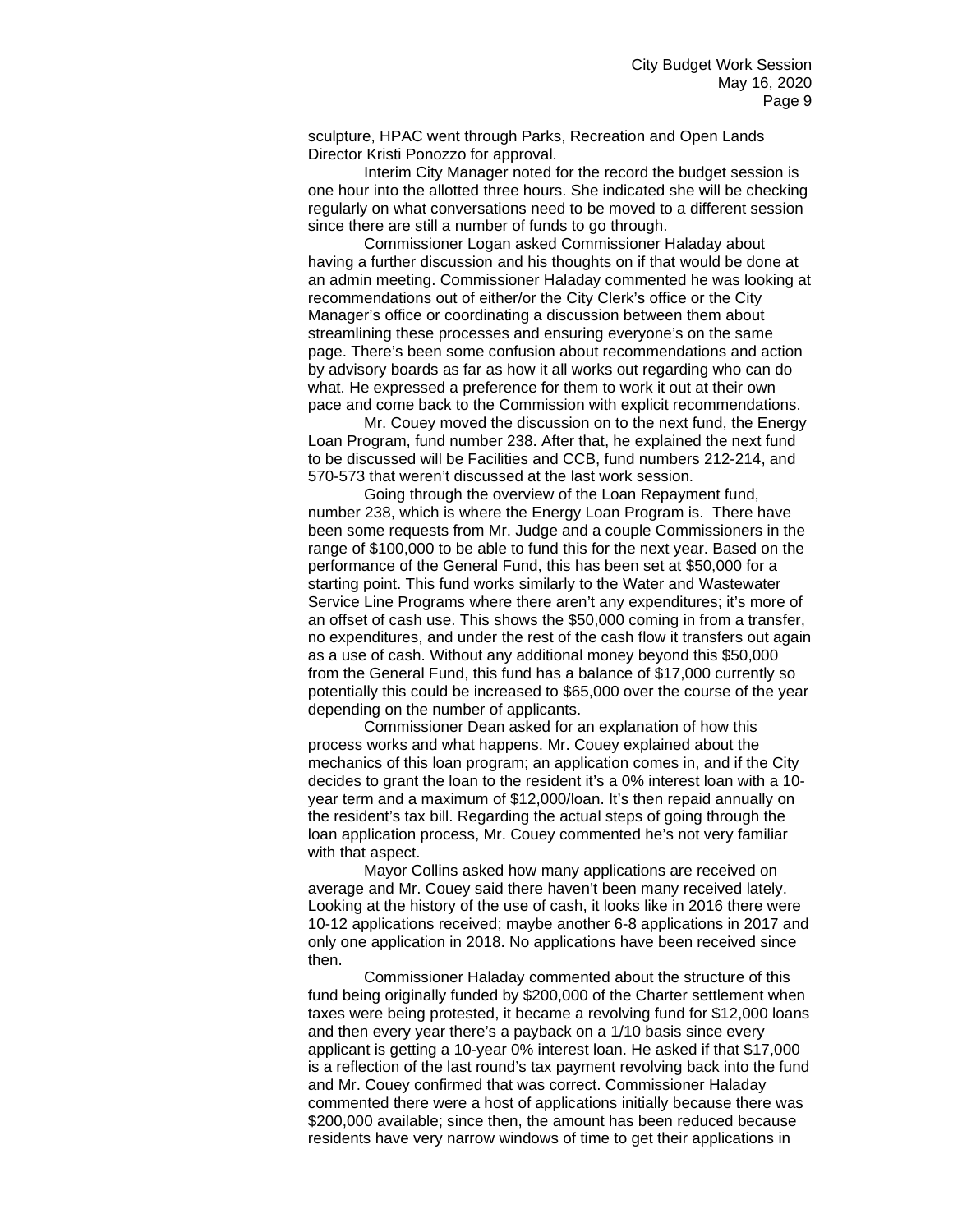sculpture, HPAC went through Parks, Recreation and Open Lands Director Kristi Ponozzo for approval.

Interim City Manager noted for the record the budget session is one hour into the allotted three hours. She indicated she will be checking regularly on what conversations need to be moved to a different session since there are still a number of funds to go through.

Commissioner Logan asked Commissioner Haladay about having a further discussion and his thoughts on if that would be done at an admin meeting. Commissioner Haladay commented he was looking at recommendations out of either/or the City Clerk's office or the City Manager's office or coordinating a discussion between them about streamlining these processes and ensuring everyone's on the same page. There's been some confusion about recommendations and action by advisory boards as far as how it all works out regarding who can do what. He expressed a preference for them to work it out at their own pace and come back to the Commission with explicit recommendations.

Mr. Couey moved the discussion on to the next fund, the Energy Loan Program, fund number 238. After that, he explained the next fund to be discussed will be Facilities and CCB, fund numbers 212-214, and 570-573 that weren't discussed at the last work session.

Going through the overview of the Loan Repayment fund, number 238, which is where the Energy Loan Program is. There have been some requests from Mr. Judge and a couple Commissioners in the range of $100,000 to be able to fund this for the next year. Based on the performance of the General Fund, this has been set at $50,000 for a starting point. This fund works similarly to the Water and Wastewater Service Line Programs where there aren't any expenditures; it's more of an offset of cash use. This shows the $50,000 coming in from a transfer, no expenditures, and under the rest of the cash flow it transfers out again as a use of cash. Without any additional money beyond this $50,000 from the General Fund, this fund has a balance of $17,000 currently so potentially this could be increased to $65,000 over the course of the year depending on the number of applicants.

Commissioner Dean asked for an explanation of how this process works and what happens. Mr. Couey explained about the mechanics of this loan program; an application comes in, and if the City decides to grant the loan to the resident it's a 0% interest loan with a 10-year term and a maximum of $12,000/loan. It's then repaid annually on the resident's tax bill. Regarding the actual steps of going through the loan application process, Mr. Couey commented he's not very familiar with that aspect.

Mayor Collins asked how many applications are received on average and Mr. Couey said there haven't been many received lately. Looking at the history of the use of cash, it looks like in 2016 there were 10-12 applications received; maybe another 6-8 applications in 2017 and only one application in 2018. No applications have been received since then.

Commissioner Haladay commented about the structure of this fund being originally funded by $200,000 of the Charter settlement when taxes were being protested, it became a revolving fund for $12,000 loans and then every year there's a payback on a 1/10 basis since every applicant is getting a 10-year 0% interest loan. He asked if that $17,000 is a reflection of the last round's tax payment revolving back into the fund and Mr. Couey confirmed that was correct. Commissioner Haladay commented there were a host of applications initially because there was $200,000 available; since then, the amount has been reduced because residents have very narrow windows of time to get their applications in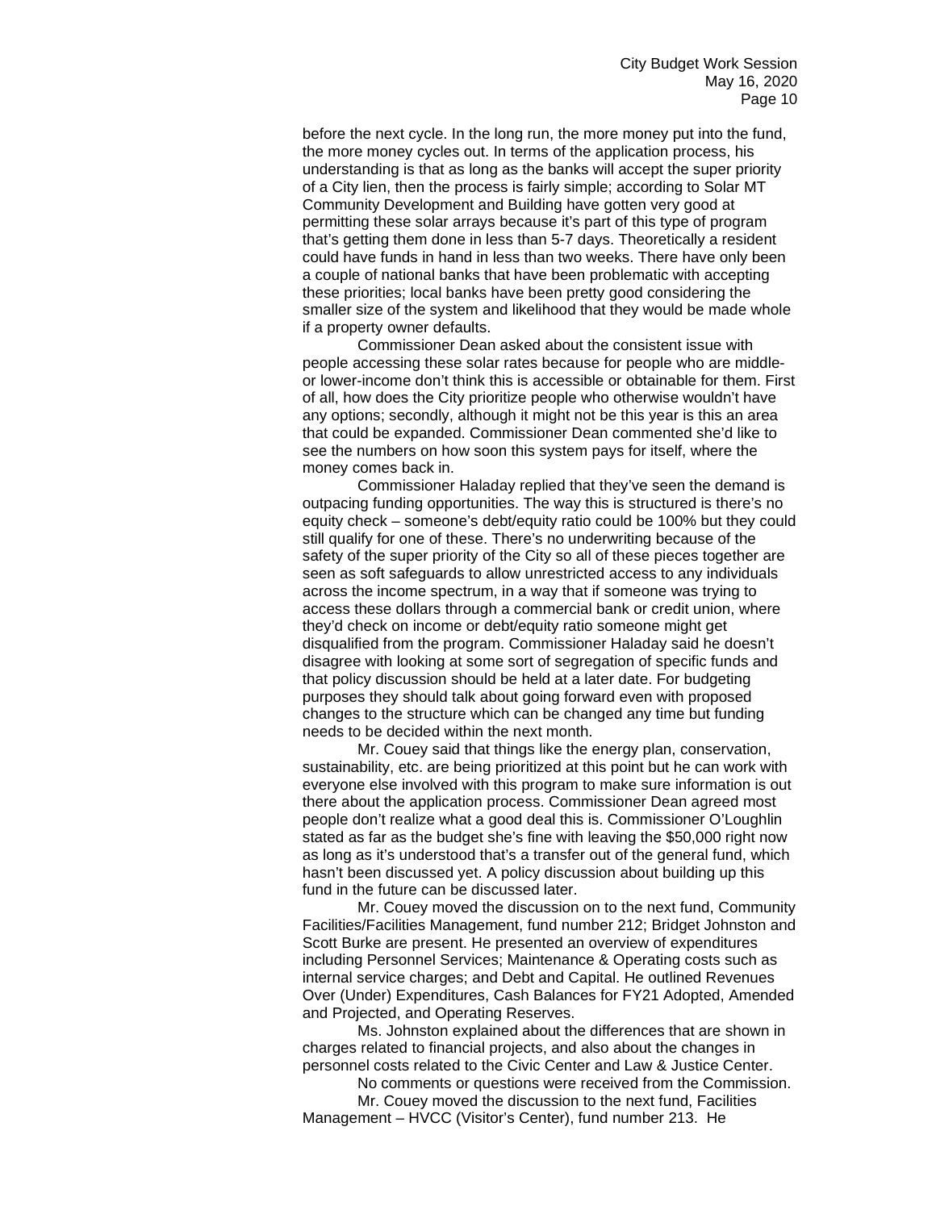before the next cycle. In the long run, the more money put into the fund, the more money cycles out. In terms of the application process, his understanding is that as long as the banks will accept the super priority of a City lien, then the process is fairly simple; according to Solar MT Community Development and Building have gotten very good at permitting these solar arrays because it's part of this type of program that's getting them done in less than 5-7 days. Theoretically a resident could have funds in hand in less than two weeks. There have only been a couple of national banks that have been problematic with accepting these priorities; local banks have been pretty good considering the smaller size of the system and likelihood that they would be made whole if a property owner defaults.

Commissioner Dean asked about the consistent issue with people accessing these solar rates because for people who are middle- or lower-income don't think this is accessible or obtainable for them. First of all, how does the City prioritize people who otherwise wouldn't have any options; secondly, although it might not be this year is this an area that could be expanded. Commissioner Dean commented she'd like to see the numbers on how soon this system pays for itself, where the money comes back in.

Commissioner Haladay replied that they've seen the demand is outpacing funding opportunities. The way this is structured is there's no equity check – someone's debt/equity ratio could be 100% but they could still qualify for one of these. There's no underwriting because of the safety of the super priority of the City so all of these pieces together are seen as soft safeguards to allow unrestricted access to any individuals across the income spectrum, in a way that if someone was trying to access these dollars through a commercial bank or credit union, where they'd check on income or debt/equity ratio someone might get disqualified from the program. Commissioner Haladay said he doesn't disagree with looking at some sort of segregation of specific funds and that policy discussion should be held at a later date. For budgeting purposes they should talk about going forward even with proposed changes to the structure which can be changed any time but funding needs to be decided within the next month.

Mr. Couey said that things like the energy plan, conservation, sustainability, etc. are being prioritized at this point but he can work with everyone else involved with this program to make sure information is out there about the application process. Commissioner Dean agreed most people don't realize what a good deal this is. Commissioner O'Loughlin stated as far as the budget she's fine with leaving the $50,000 right now as long as it's understood that's a transfer out of the general fund, which hasn't been discussed yet. A policy discussion about building up this fund in the future can be discussed later.

Mr. Couey moved the discussion on to the next fund, Community Facilities/Facilities Management, fund number 212; Bridget Johnston and Scott Burke are present. He presented an overview of expenditures including Personnel Services; Maintenance & Operating costs such as internal service charges; and Debt and Capital. He outlined Revenues Over (Under) Expenditures, Cash Balances for FY21 Adopted, Amended and Projected, and Operating Reserves.

Ms. Johnston explained about the differences that are shown in charges related to financial projects, and also about the changes in personnel costs related to the Civic Center and Law & Justice Center.

No comments or questions were received from the Commission.

Mr. Couey moved the discussion to the next fund, Facilities Management – HVCC (Visitor's Center), fund number 213. He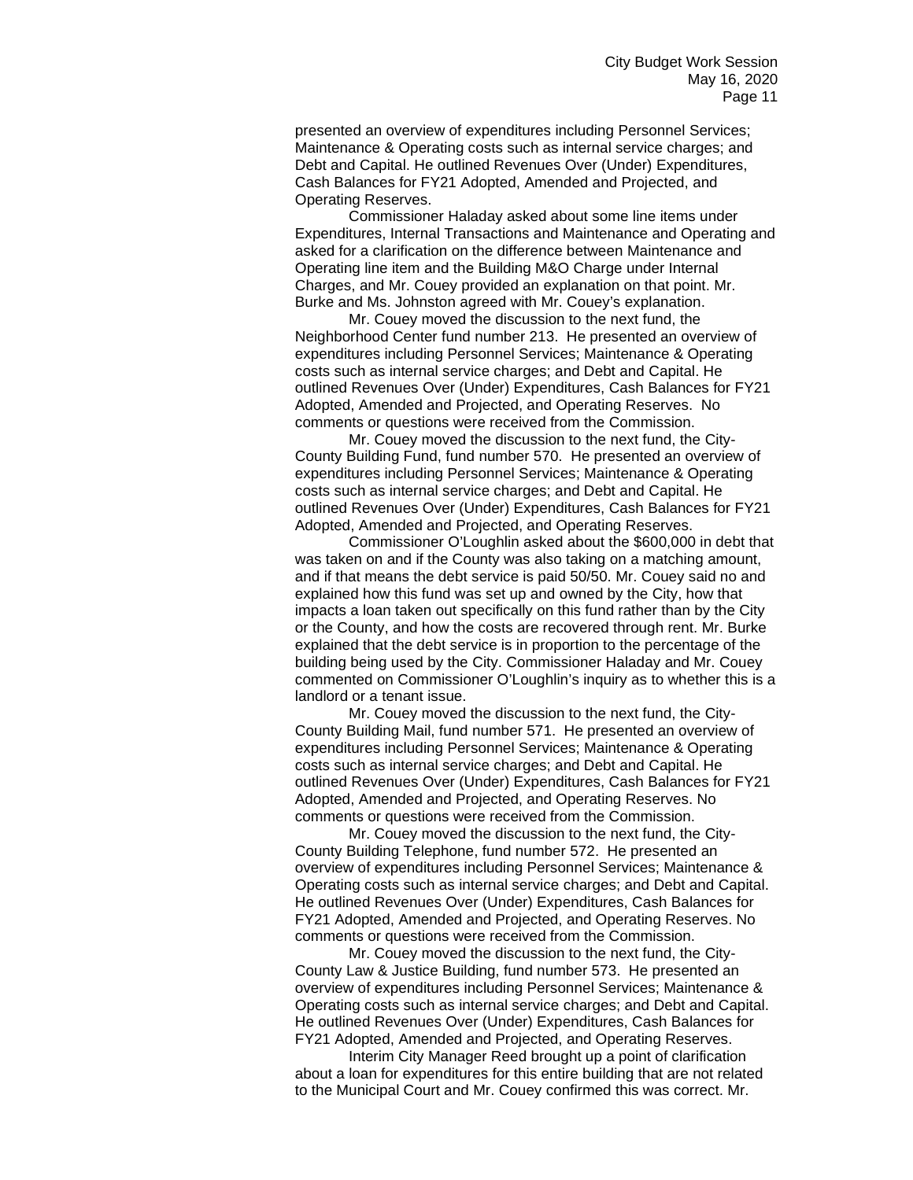presented an overview of expenditures including Personnel Services; Maintenance & Operating costs such as internal service charges; and Debt and Capital. He outlined Revenues Over (Under) Expenditures, Cash Balances for FY21 Adopted, Amended and Projected, and Operating Reserves.

Commissioner Haladay asked about some line items under Expenditures, Internal Transactions and Maintenance and Operating and asked for a clarification on the difference between Maintenance and Operating line item and the Building M&O Charge under Internal Charges, and Mr. Couey provided an explanation on that point. Mr. Burke and Ms. Johnston agreed with Mr. Couey's explanation.

Mr. Couey moved the discussion to the next fund, the Neighborhood Center fund number 213. He presented an overview of expenditures including Personnel Services; Maintenance & Operating costs such as internal service charges; and Debt and Capital. He outlined Revenues Over (Under) Expenditures, Cash Balances for FY21 Adopted, Amended and Projected, and Operating Reserves. No comments or questions were received from the Commission.

Mr. Couey moved the discussion to the next fund, the City-County Building Fund, fund number 570. He presented an overview of expenditures including Personnel Services; Maintenance & Operating costs such as internal service charges; and Debt and Capital. He outlined Revenues Over (Under) Expenditures, Cash Balances for FY21 Adopted, Amended and Projected, and Operating Reserves.

Commissioner O'Loughlin asked about the $600,000 in debt that was taken on and if the County was also taking on a matching amount, and if that means the debt service is paid 50/50. Mr. Couey said no and explained how this fund was set up and owned by the City, how that impacts a loan taken out specifically on this fund rather than by the City or the County, and how the costs are recovered through rent. Mr. Burke explained that the debt service is in proportion to the percentage of the building being used by the City. Commissioner Haladay and Mr. Couey commented on Commissioner O'Loughlin's inquiry as to whether this is a landlord or a tenant issue.

Mr. Couey moved the discussion to the next fund, the City-County Building Mail, fund number 571. He presented an overview of expenditures including Personnel Services; Maintenance & Operating costs such as internal service charges; and Debt and Capital. He outlined Revenues Over (Under) Expenditures, Cash Balances for FY21 Adopted, Amended and Projected, and Operating Reserves. No comments or questions were received from the Commission.

Mr. Couey moved the discussion to the next fund, the City-County Building Telephone, fund number 572. He presented an overview of expenditures including Personnel Services; Maintenance & Operating costs such as internal service charges; and Debt and Capital. He outlined Revenues Over (Under) Expenditures, Cash Balances for FY21 Adopted, Amended and Projected, and Operating Reserves. No comments or questions were received from the Commission.

Mr. Couey moved the discussion to the next fund, the City-County Law & Justice Building, fund number 573. He presented an overview of expenditures including Personnel Services; Maintenance & Operating costs such as internal service charges; and Debt and Capital. He outlined Revenues Over (Under) Expenditures, Cash Balances for FY21 Adopted, Amended and Projected, and Operating Reserves.

Interim City Manager Reed brought up a point of clarification about a loan for expenditures for this entire building that are not related to the Municipal Court and Mr. Couey confirmed this was correct. Mr.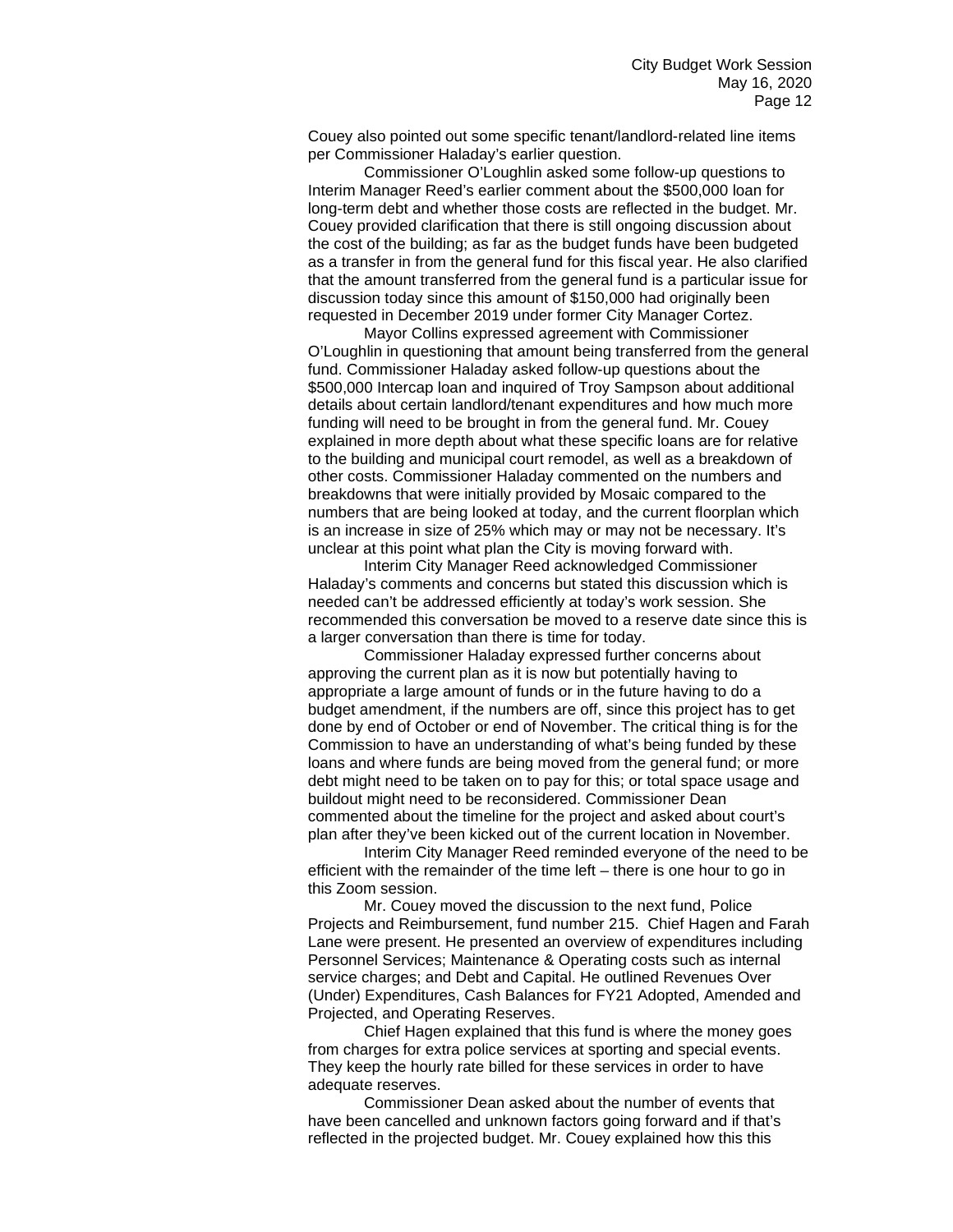Couey also pointed out some specific tenant/landlord-related line items per Commissioner Haladay's earlier question.

Commissioner O'Loughlin asked some follow-up questions to Interim Manager Reed's earlier comment about the $500,000 loan for long-term debt and whether those costs are reflected in the budget. Mr. Couey provided clarification that there is still ongoing discussion about the cost of the building; as far as the budget funds have been budgeted as a transfer in from the general fund for this fiscal year. He also clarified that the amount transferred from the general fund is a particular issue for discussion today since this amount of $150,000 had originally been requested in December 2019 under former City Manager Cortez.

Mayor Collins expressed agreement with Commissioner O'Loughlin in questioning that amount being transferred from the general fund. Commissioner Haladay asked follow-up questions about the $500,000 Intercap loan and inquired of Troy Sampson about additional details about certain landlord/tenant expenditures and how much more funding will need to be brought in from the general fund. Mr. Couey explained in more depth about what these specific loans are for relative to the building and municipal court remodel, as well as a breakdown of other costs. Commissioner Haladay commented on the numbers and breakdowns that were initially provided by Mosaic compared to the numbers that are being looked at today, and the current floorplan which is an increase in size of 25% which may or may not be necessary. It's unclear at this point what plan the City is moving forward with.

Interim City Manager Reed acknowledged Commissioner Haladay's comments and concerns but stated this discussion which is needed can't be addressed efficiently at today's work session. She recommended this conversation be moved to a reserve date since this is a larger conversation than there is time for today.

Commissioner Haladay expressed further concerns about approving the current plan as it is now but potentially having to appropriate a large amount of funds or in the future having to do a budget amendment, if the numbers are off, since this project has to get done by end of October or end of November. The critical thing is for the Commission to have an understanding of what's being funded by these loans and where funds are being moved from the general fund; or more debt might need to be taken on to pay for this; or total space usage and buildout might need to be reconsidered. Commissioner Dean commented about the timeline for the project and asked about court's plan after they've been kicked out of the current location in November.

Interim City Manager Reed reminded everyone of the need to be efficient with the remainder of the time left – there is one hour to go in this Zoom session.

Mr. Couey moved the discussion to the next fund, Police Projects and Reimbursement, fund number 215. Chief Hagen and Farah Lane were present. He presented an overview of expenditures including Personnel Services; Maintenance & Operating costs such as internal service charges; and Debt and Capital. He outlined Revenues Over (Under) Expenditures, Cash Balances for FY21 Adopted, Amended and Projected, and Operating Reserves.

Chief Hagen explained that this fund is where the money goes from charges for extra police services at sporting and special events. They keep the hourly rate billed for these services in order to have adequate reserves.

Commissioner Dean asked about the number of events that have been cancelled and unknown factors going forward and if that's reflected in the projected budget. Mr. Couey explained how this this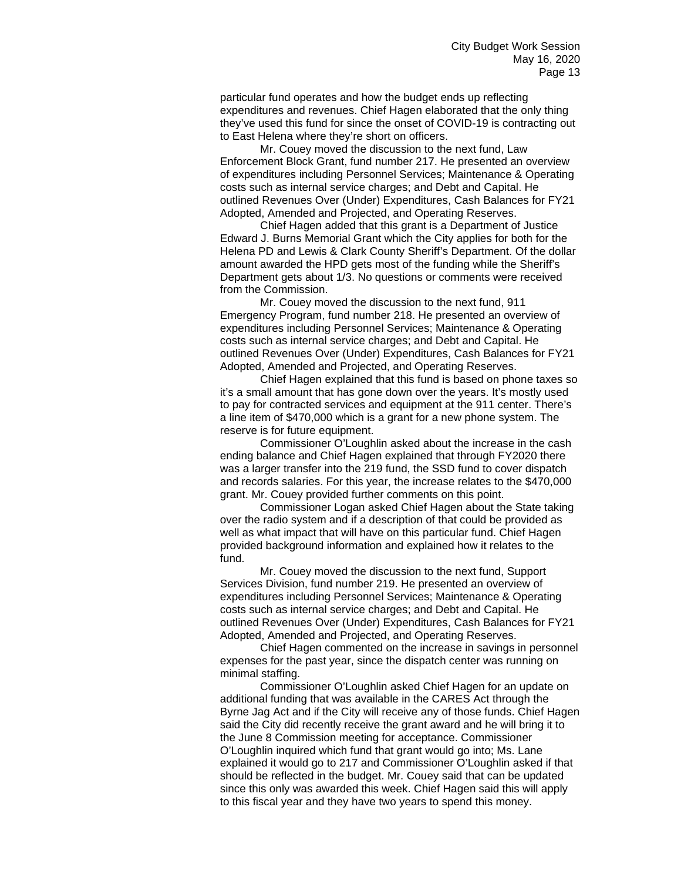particular fund operates and how the budget ends up reflecting expenditures and revenues. Chief Hagen elaborated that the only thing they've used this fund for since the onset of COVID-19 is contracting out to East Helena where they're short on officers.

Mr. Couey moved the discussion to the next fund, Law Enforcement Block Grant, fund number 217. He presented an overview of expenditures including Personnel Services; Maintenance & Operating costs such as internal service charges; and Debt and Capital. He outlined Revenues Over (Under) Expenditures, Cash Balances for FY21 Adopted, Amended and Projected, and Operating Reserves.

Chief Hagen added that this grant is a Department of Justice Edward J. Burns Memorial Grant which the City applies for both for the Helena PD and Lewis & Clark County Sheriff's Department. Of the dollar amount awarded the HPD gets most of the funding while the Sheriff's Department gets about 1/3. No questions or comments were received from the Commission.

Mr. Couey moved the discussion to the next fund, 911 Emergency Program, fund number 218. He presented an overview of expenditures including Personnel Services; Maintenance & Operating costs such as internal service charges; and Debt and Capital. He outlined Revenues Over (Under) Expenditures, Cash Balances for FY21 Adopted, Amended and Projected, and Operating Reserves.

Chief Hagen explained that this fund is based on phone taxes so it's a small amount that has gone down over the years. It's mostly used to pay for contracted services and equipment at the 911 center. There's a line item of $470,000 which is a grant for a new phone system. The reserve is for future equipment.

Commissioner O'Loughlin asked about the increase in the cash ending balance and Chief Hagen explained that through FY2020 there was a larger transfer into the 219 fund, the SSD fund to cover dispatch and records salaries. For this year, the increase relates to the $470,000 grant. Mr. Couey provided further comments on this point.

Commissioner Logan asked Chief Hagen about the State taking over the radio system and if a description of that could be provided as well as what impact that will have on this particular fund. Chief Hagen provided background information and explained how it relates to the fund.

Mr. Couey moved the discussion to the next fund, Support Services Division, fund number 219. He presented an overview of expenditures including Personnel Services; Maintenance & Operating costs such as internal service charges; and Debt and Capital. He outlined Revenues Over (Under) Expenditures, Cash Balances for FY21 Adopted, Amended and Projected, and Operating Reserves.

Chief Hagen commented on the increase in savings in personnel expenses for the past year, since the dispatch center was running on minimal staffing.

Commissioner O'Loughlin asked Chief Hagen for an update on additional funding that was available in the CARES Act through the Byrne Jag Act and if the City will receive any of those funds. Chief Hagen said the City did recently receive the grant award and he will bring it to the June 8 Commission meeting for acceptance. Commissioner O'Loughlin inquired which fund that grant would go into; Ms. Lane explained it would go to 217 and Commissioner O'Loughlin asked if that should be reflected in the budget. Mr. Couey said that can be updated since this only was awarded this week. Chief Hagen said this will apply to this fiscal year and they have two years to spend this money.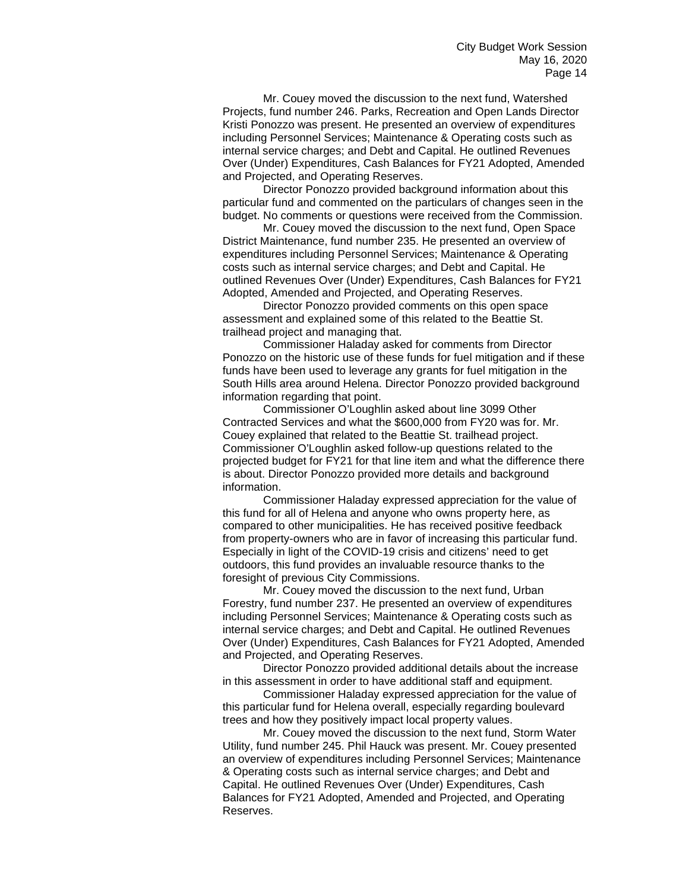Mr. Couey moved the discussion to the next fund, Watershed Projects, fund number 246. Parks, Recreation and Open Lands Director Kristi Ponozzo was present. He presented an overview of expenditures including Personnel Services; Maintenance & Operating costs such as internal service charges; and Debt and Capital. He outlined Revenues Over (Under) Expenditures, Cash Balances for FY21 Adopted, Amended and Projected, and Operating Reserves.

Director Ponozzo provided background information about this particular fund and commented on the particulars of changes seen in the budget. No comments or questions were received from the Commission.

Mr. Couey moved the discussion to the next fund, Open Space District Maintenance, fund number 235. He presented an overview of expenditures including Personnel Services; Maintenance & Operating costs such as internal service charges; and Debt and Capital. He outlined Revenues Over (Under) Expenditures, Cash Balances for FY21 Adopted, Amended and Projected, and Operating Reserves.

Director Ponozzo provided comments on this open space assessment and explained some of this related to the Beattie St. trailhead project and managing that.

Commissioner Haladay asked for comments from Director Ponozzo on the historic use of these funds for fuel mitigation and if these funds have been used to leverage any grants for fuel mitigation in the South Hills area around Helena. Director Ponozzo provided background information regarding that point.

Commissioner O'Loughlin asked about line 3099 Other Contracted Services and what the $600,000 from FY20 was for. Mr. Couey explained that related to the Beattie St. trailhead project. Commissioner O'Loughlin asked follow-up questions related to the projected budget for FY21 for that line item and what the difference there is about. Director Ponozzo provided more details and background information.

Commissioner Haladay expressed appreciation for the value of this fund for all of Helena and anyone who owns property here, as compared to other municipalities. He has received positive feedback from property-owners who are in favor of increasing this particular fund. Especially in light of the COVID-19 crisis and citizens' need to get outdoors, this fund provides an invaluable resource thanks to the foresight of previous City Commissions.

Mr. Couey moved the discussion to the next fund, Urban Forestry, fund number 237. He presented an overview of expenditures including Personnel Services; Maintenance & Operating costs such as internal service charges; and Debt and Capital. He outlined Revenues Over (Under) Expenditures, Cash Balances for FY21 Adopted, Amended and Projected, and Operating Reserves.

Director Ponozzo provided additional details about the increase in this assessment in order to have additional staff and equipment.

Commissioner Haladay expressed appreciation for the value of this particular fund for Helena overall, especially regarding boulevard trees and how they positively impact local property values.

Mr. Couey moved the discussion to the next fund, Storm Water Utility, fund number 245. Phil Hauck was present. Mr. Couey presented an overview of expenditures including Personnel Services; Maintenance & Operating costs such as internal service charges; and Debt and Capital. He outlined Revenues Over (Under) Expenditures, Cash Balances for FY21 Adopted, Amended and Projected, and Operating Reserves.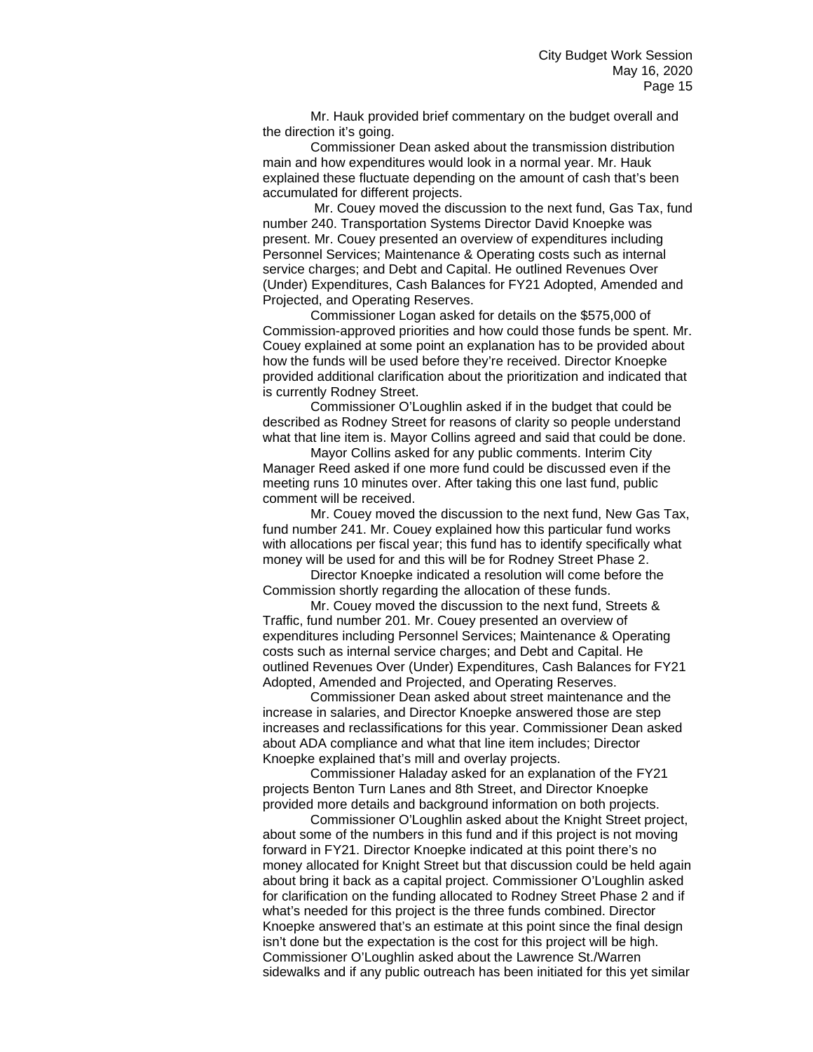Mr. Hauk provided brief commentary on the budget overall and the direction it's going.

Commissioner Dean asked about the transmission distribution main and how expenditures would look in a normal year. Mr. Hauk explained these fluctuate depending on the amount of cash that's been accumulated for different projects.

Mr. Couey moved the discussion to the next fund, Gas Tax, fund number 240. Transportation Systems Director David Knoepke was present. Mr. Couey presented an overview of expenditures including Personnel Services; Maintenance & Operating costs such as internal service charges; and Debt and Capital. He outlined Revenues Over (Under) Expenditures, Cash Balances for FY21 Adopted, Amended and Projected, and Operating Reserves.

Commissioner Logan asked for details on the $575,000 of Commission-approved priorities and how could those funds be spent. Mr. Couey explained at some point an explanation has to be provided about how the funds will be used before they're received. Director Knoepke provided additional clarification about the prioritization and indicated that is currently Rodney Street.

Commissioner O'Loughlin asked if in the budget that could be described as Rodney Street for reasons of clarity so people understand what that line item is. Mayor Collins agreed and said that could be done.

Mayor Collins asked for any public comments. Interim City Manager Reed asked if one more fund could be discussed even if the meeting runs 10 minutes over. After taking this one last fund, public comment will be received.

Mr. Couey moved the discussion to the next fund, New Gas Tax, fund number 241. Mr. Couey explained how this particular fund works with allocations per fiscal year; this fund has to identify specifically what money will be used for and this will be for Rodney Street Phase 2.

Director Knoepke indicated a resolution will come before the Commission shortly regarding the allocation of these funds.

Mr. Couey moved the discussion to the next fund, Streets & Traffic, fund number 201. Mr. Couey presented an overview of expenditures including Personnel Services; Maintenance & Operating costs such as internal service charges; and Debt and Capital. He outlined Revenues Over (Under) Expenditures, Cash Balances for FY21 Adopted, Amended and Projected, and Operating Reserves.

Commissioner Dean asked about street maintenance and the increase in salaries, and Director Knoepke answered those are step increases and reclassifications for this year. Commissioner Dean asked about ADA compliance and what that line item includes; Director Knoepke explained that's mill and overlay projects.

Commissioner Haladay asked for an explanation of the FY21 projects Benton Turn Lanes and 8th Street, and Director Knoepke provided more details and background information on both projects.

Commissioner O'Loughlin asked about the Knight Street project, about some of the numbers in this fund and if this project is not moving forward in FY21. Director Knoepke indicated at this point there's no money allocated for Knight Street but that discussion could be held again about bring it back as a capital project. Commissioner O'Loughlin asked for clarification on the funding allocated to Rodney Street Phase 2 and if what's needed for this project is the three funds combined. Director Knoepke answered that's an estimate at this point since the final design isn't done but the expectation is the cost for this project will be high. Commissioner O'Loughlin asked about the Lawrence St./Warren sidewalks and if any public outreach has been initiated for this yet similar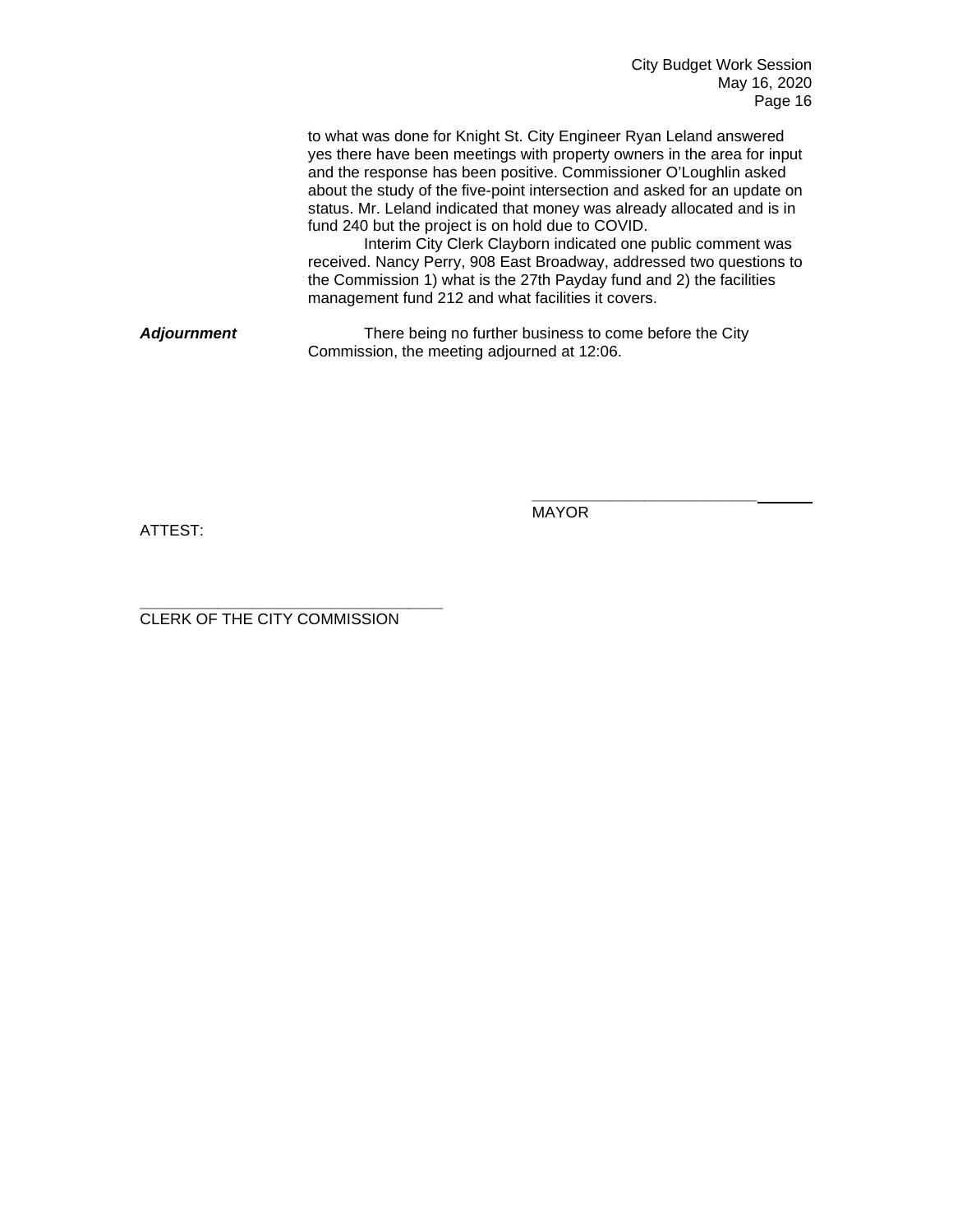to what was done for Knight St. City Engineer Ryan Leland answered yes there have been meetings with property owners in the area for input and the response has been positive. Commissioner O'Loughlin asked about the study of the five-point intersection and asked for an update on status. Mr. Leland indicated that money was already allocated and is in fund 240 but the project is on hold due to COVID.

Interim City Clerk Clayborn indicated one public comment was received. Nancy Perry, 908 East Broadway, addressed two questions to the Commission 1) what is the 27th Payday fund and 2) the facilities management fund 212 and what facilities it covers.

***Adjournment***

There being no further business to come before the City Commission, the meeting adjourned at 12:06.

\_\_\_\_\_\_\_\_\_\_\_\_\_\_\_\_\_\_\_\_\_\_\_\_\_\_\_\_\_\_\_\_\_

MAYOR

ATTEST:

\_\_\_\_\_\_\_\_\_\_\_\_\_\_\_\_\_\_\_\_\_\_\_\_\_\_\_\_\_\_\_\_\_\_\_

CLERK OF THE CITY COMMISSION